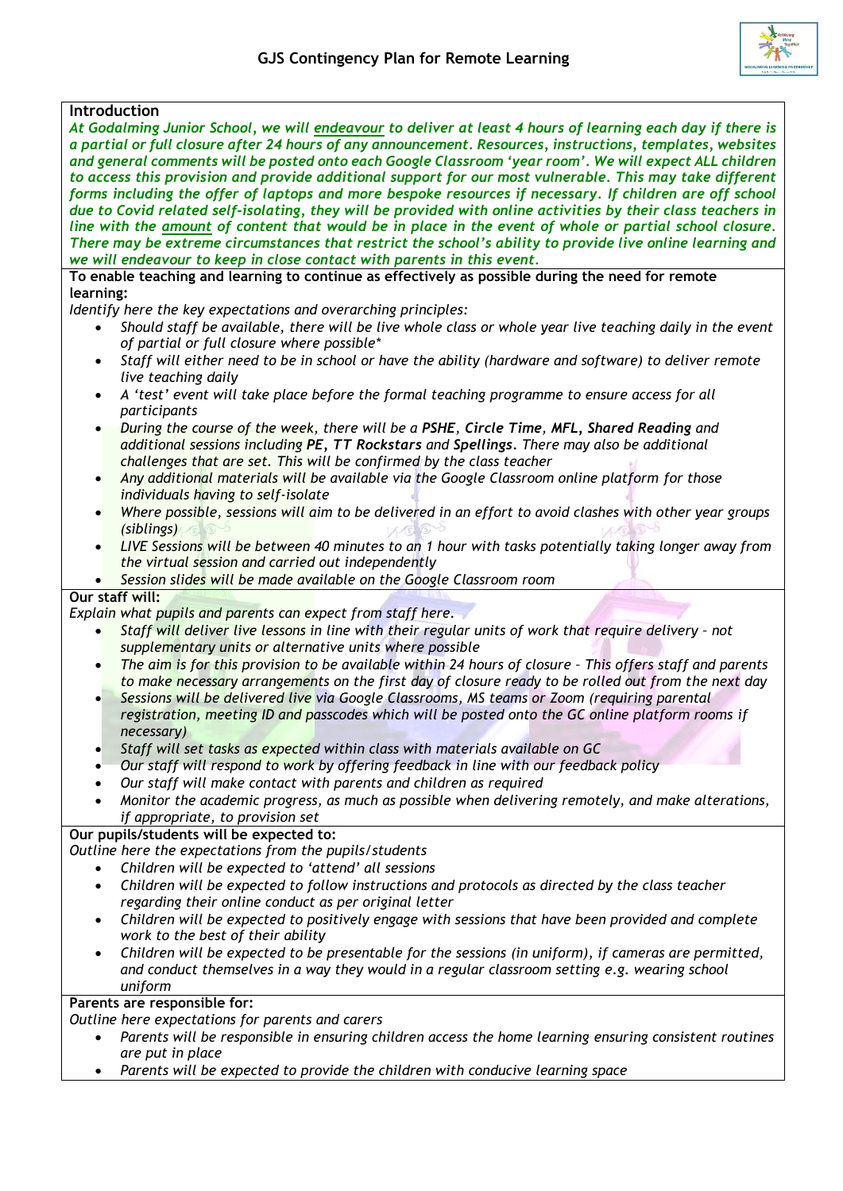# GJS Contingency Plan for Remote Learning

## Introduction

*At Godalming Junior School, we will <u>endeavour</u> to deliver at least 4 hours of learning each day if there is a partial or full closure after 24 hours of any announcement. Resources, instructions, templates, websites and general comments will be posted onto each Google Classroom 'year room'. We will expect ALL children to access this provision and provide additional support for our most vulnerable. This may take different forms including the offer of laptops and more bespoke resources if necessary. If children are off school due to Covid related self-isolating, they will be provided with online activities by their class teachers in line with the <u>amount</u> of content that would be in place in the event of whole or partial school closure. There may be extreme circumstances that restrict the school's ability to provide live online learning and we will endeavour to keep in close contact with parents in this event.*

## To enable teaching and learning to continue as effectively as possible during the need for remote learning:

*Identify here the key expectations and overarching principles:*

- *Should staff be available, there will be live whole class or whole year live teaching daily in the event of partial or full closure where possible\**
- *Staff will either need to be in school or have the ability (hardware and software) to deliver remote live teaching daily*
- *A 'test' event will take place before the formal teaching programme to ensure access for all participants*
- *During the course of the week, there will be a **PSHE**, **Circle Time**, **MFL**, **Shared Reading** and additional sessions including **PE**, **TT Rockstars** and **Spellings**. There may also be additional challenges that are set. This will be confirmed by the class teacher*
- *Any additional materials will be available via the Google Classroom online platform for those individuals having to self-isolate*
- *Where possible, sessions will aim to be delivered in an effort to avoid clashes with other year groups (siblings)*
- *LIVE Sessions will be between 40 minutes to an 1 hour with tasks potentially taking longer away from the virtual session and carried out independently*
- *Session slides will be made available on the Google Classroom room*

## Our staff will:

*Explain what pupils and parents can expect from staff here.*

- *Staff will deliver live lessons in line with their regular units of work that require delivery – not supplementary units or alternative units where possible*
- *The aim is for this provision to be available within 24 hours of closure – This offers staff and parents to make necessary arrangements on the first day of closure ready to be rolled out from the next day*
- *Sessions will be delivered live via Google Classrooms, MS teams or Zoom (requiring parental registration, meeting ID and passcodes which will be posted onto the GC online platform rooms if necessary)*
- *Staff will set tasks as expected within class with materials available on GC*
- *Our staff will respond to work by offering feedback in line with our feedback policy*
- *Our staff will make contact with parents and children as required*
- *Monitor the academic progress, as much as possible when delivering remotely, and make alterations, if appropriate, to provision set*

## Our pupils/students will be expected to:

*Outline here the expectations from the pupils/students*

- *Children will be expected to 'attend' all sessions*
- *Children will be expected to follow instructions and protocols as directed by the class teacher regarding their online conduct as per original letter*
- *Children will be expected to positively engage with sessions that have been provided and complete work to the best of their ability*
- *Children will be expected to be presentable for the sessions (in uniform), if cameras are permitted, and conduct themselves in a way they would in a regular classroom setting e.g. wearing school uniform*

## Parents are responsible for:

*Outline here expectations for parents and carers*

- *Parents will be responsible in ensuring children access the home learning ensuring consistent routines are put in place*
- *Parents will be expected to provide the children with conducive learning space*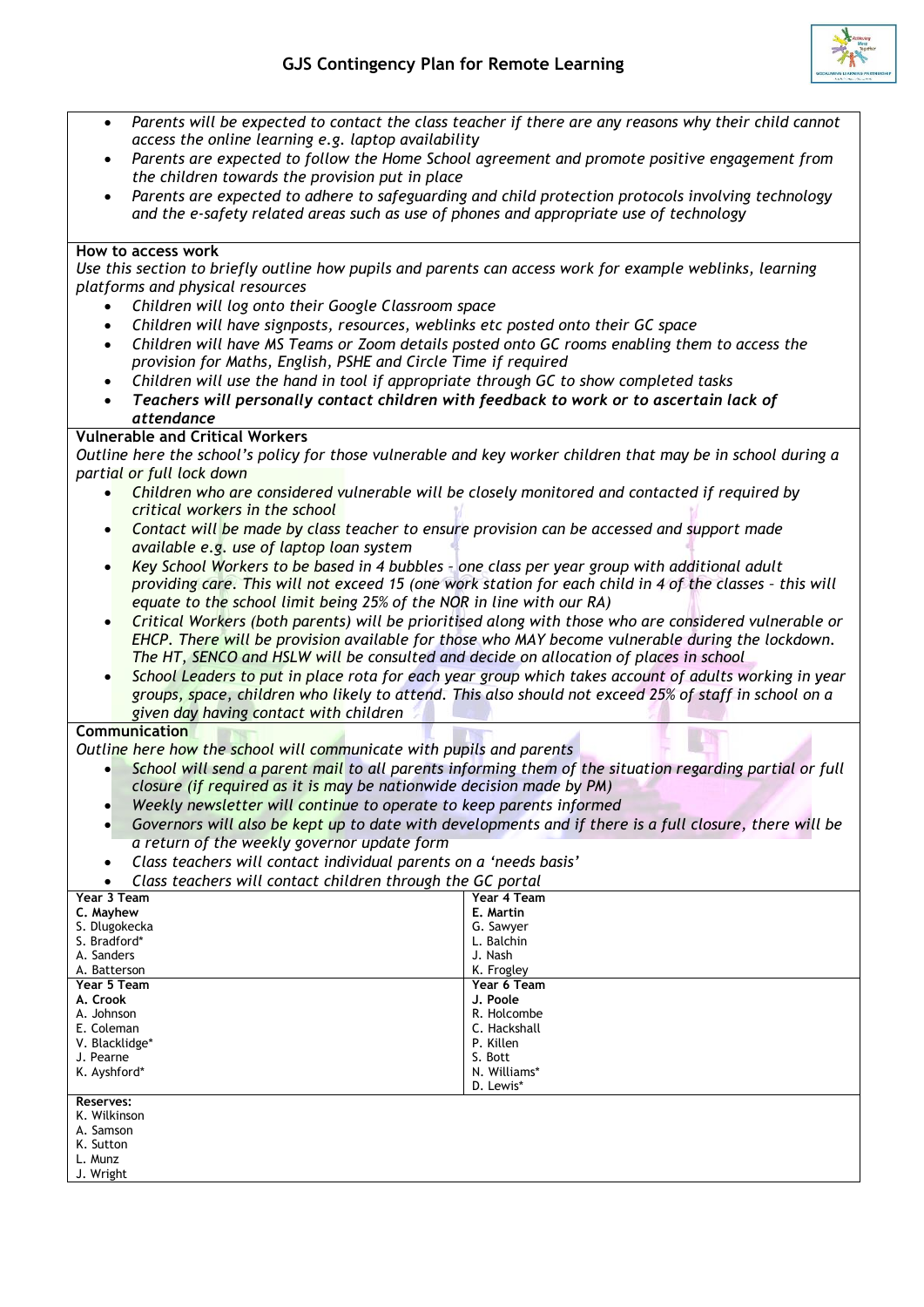- *Parents will be expected to contact the class teacher if there are any reasons why their child cannot access the online learning e.g. laptop availability*
- *Parents are expected to follow the Home School agreement and promote positive engagement from the children towards the provision put in place*
- *Parents are expected to adhere to safeguarding and child protection protocols involving technology and the e-safety related areas such as use of phones and appropriate use of technology*

**How to access work**

*Use this section to briefly outline how pupils and parents can access work for example weblinks, learning platforms and physical resources*

- *Children will log onto their Google Classroom space*
- *Children will have signposts, resources, weblinks etc posted onto their GC space*
- *Children will have MS Teams or Zoom details posted onto GC rooms enabling them to access the provision for Maths, English, PSHE and Circle Time if required*
- *Children will use the hand in tool if appropriate through GC to show completed tasks*
- ***Teachers will personally contact children with feedback to work or to ascertain lack of attendance***

**Vulnerable and Critical Workers**

*Outline here the school's policy for those vulnerable and key worker children that may be in school during a partial or full lock down*

- *Children who are considered vulnerable will be closely monitored and contacted if required by critical workers in the school*
- *Contact will be made by class teacher to ensure provision can be accessed and support made available e.g. use of laptop loan system*
- *Key School Workers to be based in 4 bubbles – one class per year group with additional adult providing care. This will not exceed 15 (one work station for each child in 4 of the classes – this will equate to the school limit being 25% of the NOR in line with our RA)*
- *Critical Workers (both parents) will be prioritised along with those who are considered vulnerable or EHCP. There will be provision available for those who MAY become vulnerable during the lockdown. The HT, SENCO and HSLW will be consulted and decide on allocation of places in school*
- *School Leaders to put in place rota for each year group which takes account of adults working in year groups, space, children who likely to attend. This also should not exceed 25% of staff in school on a given day having contact with children*

**Communication**

*Outline here how the school will communicate with pupils and parents*

- *School will send a parent mail to all parents informing them of the situation regarding partial or full closure (if required as it is may be nationwide decision made by PM)*
- *Weekly newsletter will continue to operate to keep parents informed*
- *Governors will also be kept up to date with developments and if there is a full closure, there will be a return of the weekly governor update form*
- *Class teachers will contact individual parents on a 'needs basis'*
- *Class teachers will contact children through the GC portal*

| Year 3 Team | Year 4 Team |
|---|---|
| **C. Mayhew** | **E. Martin** |
| S. Dlugokecka | G. Sawyer |
| S. Bradford* | L. Balchin |
| A. Sanders | J. Nash |
| A. Batterson | K. Frogley |

| Year 5 Team | Year 6 Team |
|---|---|
| **A. Crook** | **J. Poole** |
| A. Johnson | R. Holcombe |
| E. Coleman | C. Hackshall |
| V. Blacklidge* | P. Killen |
| J. Pearne | S. Bott |
| K. Ayshford* | N. Williams* |
| | D. Lewis* |

**Reserves:**
K. Wilkinson
A. Samson
K. Sutton
L. Munz
J. Wright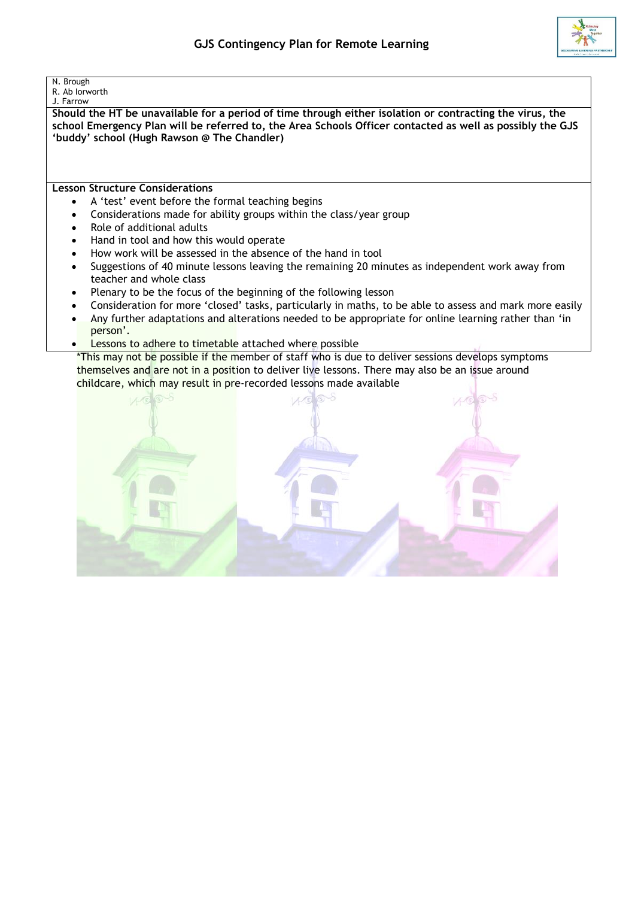N. Brough
R. Ab Iorworth
J. Farrow

**Should the HT be unavailable for a period of time through either isolation or contracting the virus, the school Emergency Plan will be referred to, the Area Schools Officer contacted as well as possibly the GJS 'buddy' school (Hugh Rawson @ The Chandler)**

**Lesson Structure Considerations**

- A 'test' event before the formal teaching begins
- Considerations made for ability groups within the class/year group
- Role of additional adults
- Hand in tool and how this would operate
- How work will be assessed in the absence of the hand in tool
- Suggestions of 40 minute lessons leaving the remaining 20 minutes as independent work away from teacher and whole class
- Plenary to be the focus of the beginning of the following lesson
- Consideration for more 'closed' tasks, particularly in maths, to be able to assess and mark more easily
- Any further adaptations and alterations needed to be appropriate for online learning rather than 'in person'.
- Lessons to adhere to timetable attached where possible

*This may not be possible if the member of staff who is due to deliver sessions develops symptoms themselves and are not in a position to deliver live lessons. There may also be an issue around childcare, which may result in pre-recorded lessons made available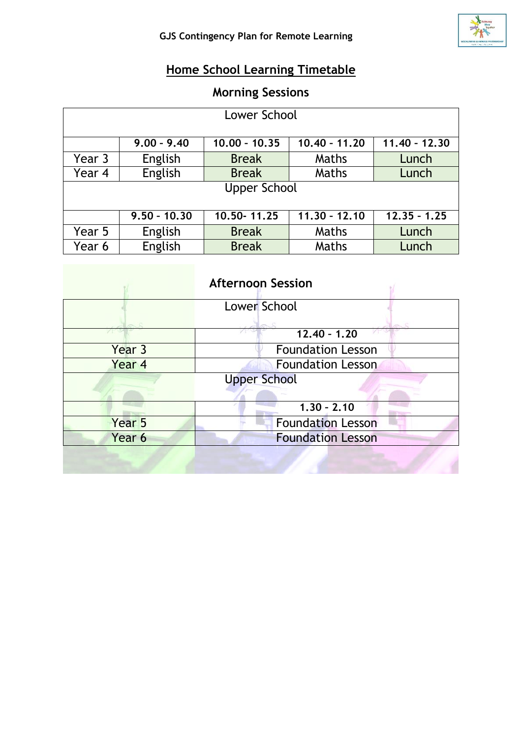## Home School Learning Timetable

### Morning Sessions

| Lower School | | | | |
|---|---|---|---|---|
| | **9.00 - 9.40** | **10.00 - 10.35** | **10.40 - 11.20** | **11.40 - 12.30** |
| Year 3 | English | Break | Maths | Lunch |
| Year 4 | English | Break | Maths | Lunch |
| **Upper School** | | | | |
| | **9.50 - 10.30** | **10.50- 11.25** | **11.30 - 12.10** | **12.35 - 1.25** |
| Year 5 | English | Break | Maths | Lunch |
| Year 6 | English | Break | Maths | Lunch |

### Afternoon Session

| Lower School | |
|---|---|
| | **12.40 - 1.20** |
| Year 3 | Foundation Lesson |
| Year 4 | Foundation Lesson |
| **Upper School** | |
| | **1.30 - 2.10** |
| Year 5 | Foundation Lesson |
| Year 6 | Foundation Lesson |